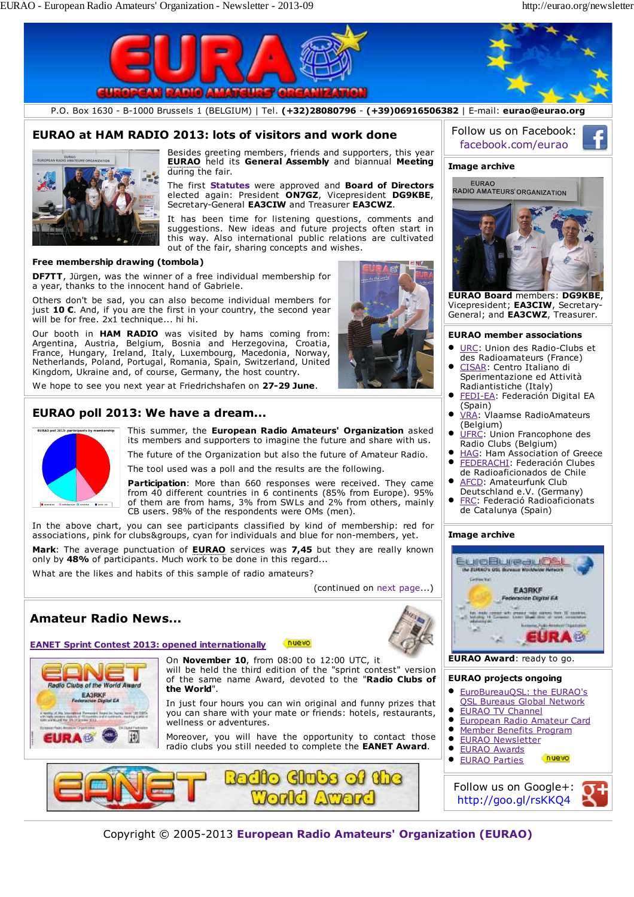P.O. Box 1630 - B-1000 Brussels 1 (BELGIUM) | Tel. **(+32)28080796** - **(+39)06916506382** | E-mail: **eurao@eurao.org**

## EURAO at HAM RADIO 2013: lots of visitors and work done

Besides greeting members, friends and supporters, this year **EURAO** held its **General Assembly** and biannual **Meeting** during the fair.

The first **Statutes** were approved and **Board of Directors** elected again: President **ON7GZ**, Vicepresident **DG9KBE**, Secretary-General **EA3CIW** and Treasurer **EA3CWZ**.

It has been time for listening questions, comments and suggestions. New ideas and future projects often start in this way. Also international public relations are cultivated out of the fair, sharing concepts and wishes.

**Free membership drawing (tombola)**

**DF7TT**, Jürgen, was the winner of a free individual membership for a year, thanks to the innocent hand of Gabriele.

Others don't be sad, you can also become individual members for just **10 €**. And, if you are the first in your country, the second year will be for free. 2x1 technique... hi hi.

Our booth in **HAM RADIO** was visited by hams coming from: Argentina, Austria, Belgium, Bosnia and Herzegovina, Croatia, France, Hungary, Ireland, Italy, Luxembourg, Macedonia, Norway, Netherlands, Poland, Portugal, Romania, Spain, Switzerland, United Kingdom, Ukraine and, of course, Germany, the host country.

We hope to see you next year at Friedrichshafen on **27-29 June**.

## EURAO poll 2013: We have a dream...

This summer, the **European Radio Amateurs' Organization** asked its members and supporters to imagine the future and share with us.

The future of the Organization but also the future of Amateur Radio.

The tool used was a poll and the results are the following.

**Participation**: More than 660 responses were received. They came from 40 different countries in 6 continents (85% from Europe). 95% of them are from hams, 3% from SWLs and 2% from others, mainly CB users. 98% of the respondents were OMs (men).

In the above chart, you can see participants classified by kind of membership: red for associations, pink for clubs&groups, cyan for individuals and blue for non-members, yet.

**Mark**: The average punctuation of **EURAO** services was **7,45** but they are really known only by **48%** of participants. Much work to be done in this regard...

What are the likes and habits of this sample of radio amateurs?

(continued on next page...)

## Amateur Radio News...

**EANET Sprint Contest 2013: opened internationally** *nuevo*

On **November 10**, from 08:00 to 12:00 UTC, it will be held the third edition of the "sprint contest" version of the same name Award, devoted to the "**Radio Clubs of the World**".

In just four hours you can win original and funny prizes that you can share with your mate or friends: hotels, restaurants, wellness or adventures.

Moreover, you will have the opportunity to contact those radio clubs you still needed to complete the **EANET Award**.

Follow us on Facebook: facebook.com/eurao

### Image archive

**EURAO Board** members: **DG9KBE**, Vicepresident; **EA3CIW**, Secretary-General; and **EA3CWZ**, Treasurer.

### EURAO member associations

- URC: Union des Radio-Clubs et des Radioamateurs (France)
- CISAR: Centro Italiano di Sperimentazione ed Attività Radiantistiche (Italy)
- FEDI-EA: Federación Digital EA (Spain)
- VRA: Vlaamse RadioAmateurs (Belgium)
- UFRC: Union Francophone des Radio Clubs (Belgium)
- HAG: Ham Association of Greece
- FEDERACHI: Federación Clubes de Radioaficionados de Chile
- AFCD: Amateurfunk Club Deutschland e.V. (Germany)
- FRC: Federació Radioaficionats de Catalunya (Spain)

### Image archive

**EURAO Award**: ready to go.

### EURAO projects ongoing

- EuroBureauQSL: the EURAO's QSL Bureaus Global Network
- EURAO TV Channel
- European Radio Amateur Card
- Member Benefits Program
- EURAO Newsletter
- EURAO Awards
- EURAO Parties *nuevo*

Follow us on Google+: http://goo.gl/rsKKQ4

Copyright © 2005-2013 **European Radio Amateurs' Organization (EURAO)**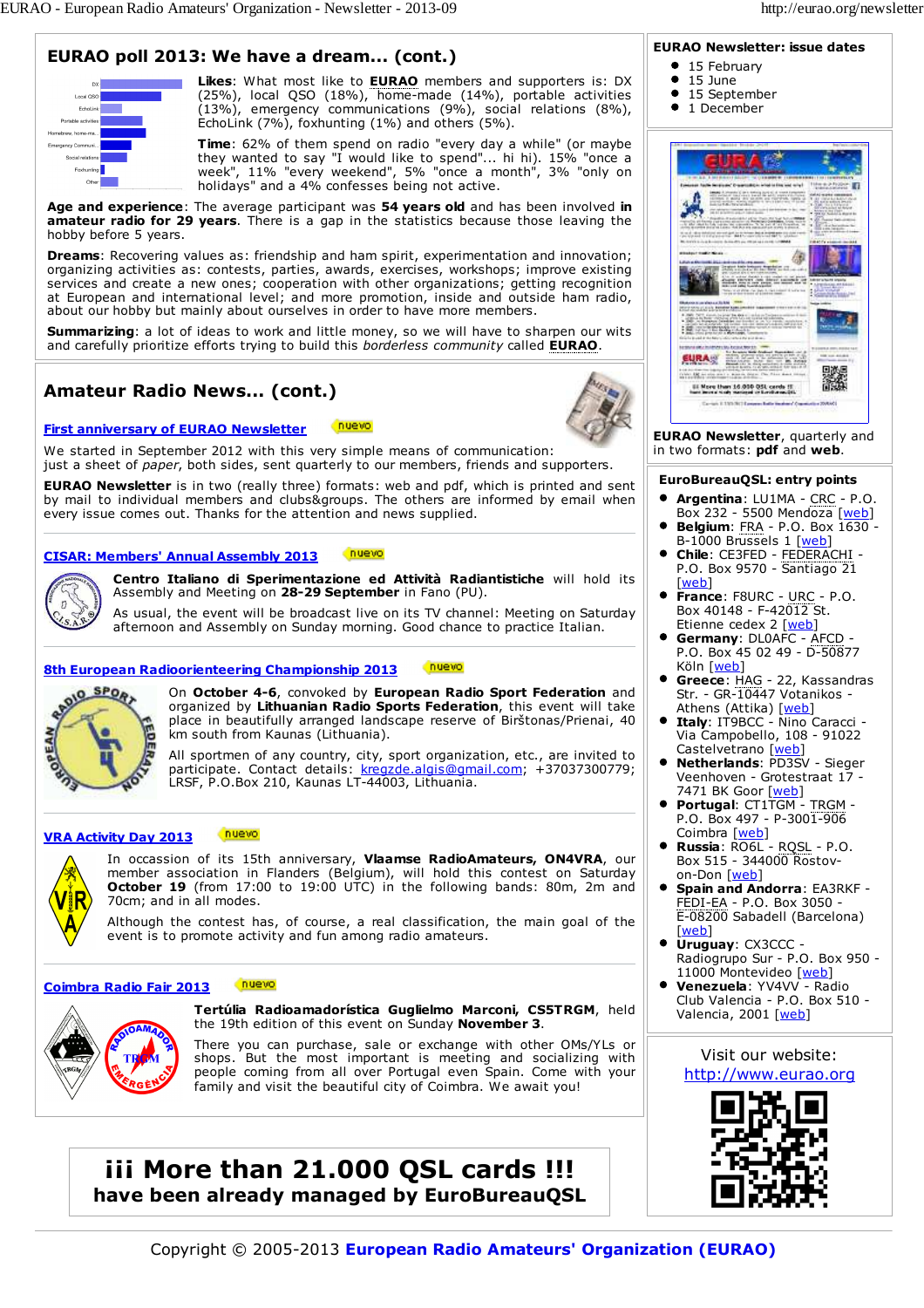## EURAO poll 2013: We have a dream... (cont.)

DX
Local QSO
EchoLink
Portable activities
Homebrew, home-ma...
Emergency Communi...
Social relations
Foxhunting
Other

**Likes**: What most like to **EURAO** members and supporters is: DX (25%), local QSO (18%), home-made (14%), portable activities (13%), emergency communications (9%), social relations (8%), EchoLink (7%), foxhunting (1%) and others (5%).

**Time**: 62% of them spend on radio "every day a while" (or maybe they wanted to say "I would like to spend"... hi hi). 15% "once a week", 11% "every weekend", 5% "once a month", 3% "only on holidays" and a 4% confesses being not active.

**Age and experience**: The average participant was **54 years old** and has been involved **in amateur radio for 29 years**. There is a gap in the statistics because those leaving the hobby before 5 years.

**Dreams**: Recovering values as: friendship and ham spirit, experimentation and innovation; organizing activities as: contests, parties, awards, exercises, workshops; improve existing services and create a new ones; cooperation with other organizations; getting recognition at European and international level; and more promotion, inside and outside ham radio, about our hobby but mainly about ourselves in order to have more members.

**Summarizing**: a lot of ideas to work and little money, so we will have to sharpen our wits and carefully prioritize efforts trying to build this *borderless community* called **EURAO**.

## Amateur Radio News... (cont.)

### First anniversary of EURAO Newsletter

nuevo

We started in September 2012 with this very simple means of communication: just a sheet of *paper*, both sides, sent quarterly to our members, friends and supporters.

**EURAO Newsletter** is in two (really three) formats: web and pdf, which is printed and sent by mail to individual members and clubs&groups. The others are informed by email when every issue comes out. Thanks for the attention and news supplied.

### CISAR: Members' Annual Assembly 2013

nuevo

**Centro Italiano di Sperimentazione ed Attività Radiantistiche** will hold its Assembly and Meeting on **28-29 September** in Fano (PU).

As usual, the event will be broadcast live on its TV channel: Meeting on Saturday afternoon and Assembly on Sunday morning. Good chance to practice Italian.

### 8th European Radioorienteering Championship 2013

nuevo

On **October 4-6**, convoked by **European Radio Sport Federation** and organized by **Lithuanian Radio Sports Federation**, this event will take place in beautifully arranged landscape reserve of Birštonas/Prienai, 40 km south from Kaunas (Lithuania).

All sportmen of any country, city, sport organization, etc., are invited to participate. Contact details: kregzde.algis@gmail.com; +37037300779; LRSF, P.O.Box 210, Kaunas LT-44003, Lithuania.

### VRA Activity Day 2013

nuevo

In occassion of its 15th anniversary, **Vlaamse RadioAmateurs, ON4VRA**, our member association in Flanders (Belgium), will hold this contest on Saturday **October 19** (from 17:00 to 19:00 UTC) in the following bands: 80m, 2m and 70cm; and in all modes.

Although the contest has, of course, a real classification, the main goal of the event is to promote activity and fun among radio amateurs.

### Coimbra Radio Fair 2013

nuevo

**Tertúlia Radioamadorística Guglielmo Marconi, CS5TRGM**, held the 19th edition of this event on Sunday **November 3**.

There you can purchase, sale or exchange with other OMs/YLs or shops. But the most important is meeting and socializing with people coming from all over Portugal even Spain. Come with your family and visit the beautiful city of Coimbra. We await you!

## ¡¡¡ More than 21.000 QSL cards !!!
**have been already managed by EuroBureauQSL**

### EURAO Newsletter: issue dates

- 15 February
- 15 June
- 15 September
- 1 December

**EURAO Newsletter**, quarterly and in two formats: **pdf** and **web**.

### EuroBureauQSL: entry points

- **Argentina**: LU1MA - CRC - P.O. Box 232 - 5500 Mendoza [web]
- **Belgium**: FRA - P.O. Box 1630 - B-1000 Brussels 1 [web]
- **Chile**: CE3FED - FEDERACHI - P.O. Box 9570 - Santiago 21 [web]
- **France**: F8URC - URC - P.O. Box 40148 - F-42012 St. Etienne cedex 2 [web]
- **Germany**: DL0AFC - AFCD - P.O. Box 45 02 49 - D-50877 Köln [web]
- **Greece**: HAG - 22, Kassandras Str. - GR-10447 Votanikos - Athens (Attika) [web]
- **Italy**: IT9BCC - Nino Caracci - Via Campobello, 108 - 91022 Castelvetrano [web]
- **Netherlands**: PD3SV - Sieger Veenhoven - Grotestraat 17 - 7471 BK Goor [web]
- **Portugal**: CT1TGM - TRGM - P.O. Box 497 - P-3001-906 Coimbra [web]
- **Russia**: RO6L - RQSL - P.O. Box 515 - 344000 Rostov-on-Don [web]
- **Spain and Andorra**: EA3RKF - FEDI-EA - P.O. Box 3050 - E-08200 Sabadell (Barcelona) [web]
- **Uruguay**: CX3CCC - Radiogrupo Sur - P.O. Box 950 - 11000 Montevideo [web]
- **Venezuela**: YV4VV - Radio Club Valencia - P.O. Box 510 - Valencia, 2001 [web]

Visit our website:
http://www.eurao.org

Copyright © 2005-2013 **European Radio Amateurs' Organization (EURAO)**